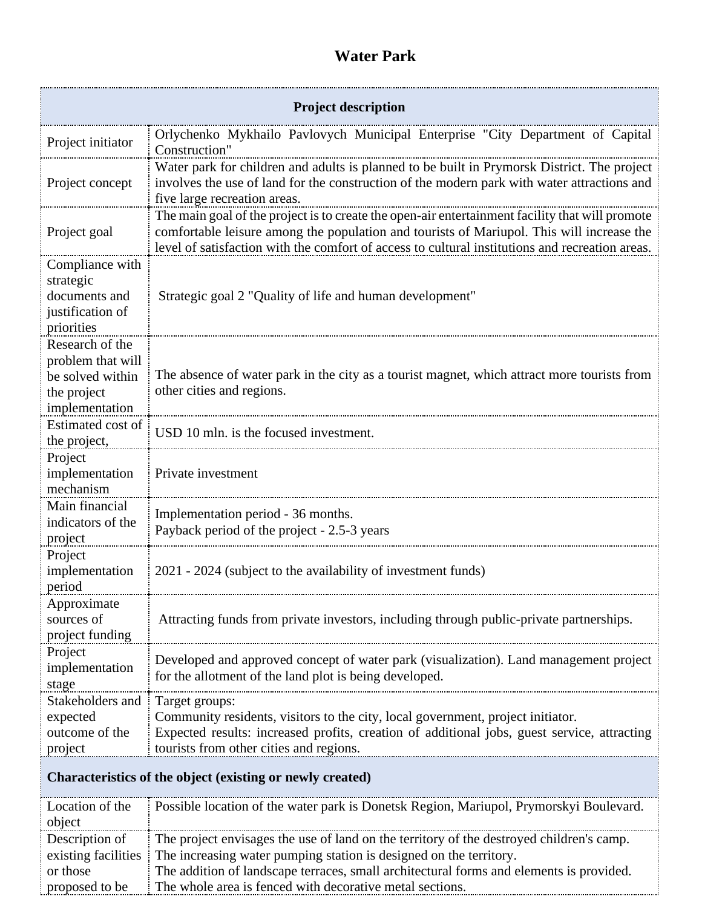# Water Park

| Project description | |
|---|---|
| Project initiator | Orlychenko Mykhailo Pavlovych Municipal Enterprise "City Department of Capital Construction" |
| Project concept | Water park for children and adults is planned to be built in Prymorsk District. The project involves the use of land for the construction of the modern park with water attractions and five large recreation areas. |
| Project goal | The main goal of the project is to create the open-air entertainment facility that will promote comfortable leisure among the population and tourists of Mariupol. This will increase the level of satisfaction with the comfort of access to cultural institutions and recreation areas. |
| Compliance with strategic documents and justification of priorities | Strategic goal 2 "Quality of life and human development" |
| Research of the problem that will be solved within the project implementation | The absence of water park in the city as a tourist magnet, which attract more tourists from other cities and regions. |
| Estimated cost of the project, | USD 10 mln. is the focused investment. |
| Project implementation mechanism | Private investment |
| Main financial indicators of the project | Implementation period - 36 months.<br>Payback period of the project - 2.5-3 years |
| Project implementation period | 2021 - 2024 (subject to the availability of investment funds) |
| Approximate sources of project funding | Attracting funds from private investors, including through public-private partnerships. |
| Project implementation stage | Developed and approved concept of water park (visualization). Land management project for the allotment of the land plot is being developed. |
| Stakeholders and expected outcome of the project | Target groups:<br>Community residents, visitors to the city, local government, project initiator.<br>Expected results: increased profits, creation of additional jobs, guest service, attracting tourists from other cities and regions. |
| **Characteristics of the object (existing or newly created)** | |
| Location of the object | Possible location of the water park is Donetsk Region, Mariupol, Prymorskyi Boulevard. |
| Description of existing facilities or those proposed to be | The project envisages the use of land on the territory of the destroyed children's camp.<br>The increasing water pumping station is designed on the territory.<br>The addition of landscape terraces, small architectural forms and elements is provided.<br>The whole area is fenced with decorative metal sections. |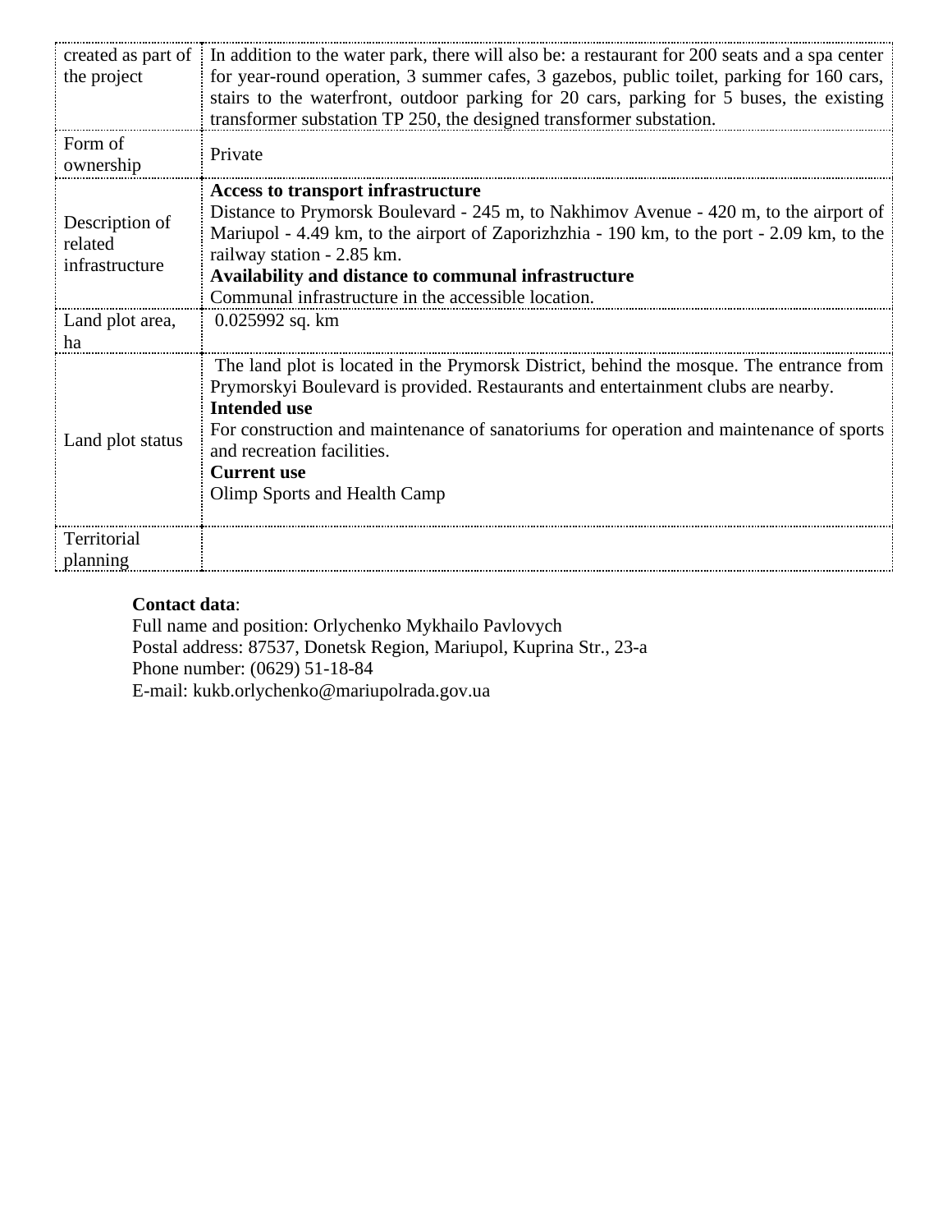| | |
|---|---|
| created as part of the project | In addition to the water park, there will also be: a restaurant for 200 seats and a spa center for year-round operation, 3 summer cafes, 3 gazebos, public toilet, parking for 160 cars, stairs to the waterfront, outdoor parking for 20 cars, parking for 5 buses, the existing transformer substation TP 250, the designed transformer substation. |
| Form of ownership | Private |
| Description of related infrastructure | **Access to transport infrastructure**<br>Distance to Prymorsk Boulevard - 245 m, to Nakhimov Avenue - 420 m, to the airport of Mariupol - 4.49 km, to the airport of Zaporizhzhia - 190 km, to the port - 2.09 km, to the railway station - 2.85 km.<br>**Availability and distance to communal infrastructure**<br>Communal infrastructure in the accessible location. |
| Land plot area, ha | 0.025992 sq. km |
| Land plot status | The land plot is located in the Prymorsk District, behind the mosque. The entrance from Prymorskyi Boulevard is provided. Restaurants and entertainment clubs are nearby.<br>**Intended use**<br>For construction and maintenance of sanatoriums for operation and maintenance of sports and recreation facilities.<br>**Current use**<br>Olimp Sports and Health Camp |
| Territorial planning | |

**Contact data**:
Full name and position: Orlychenko Mykhailo Pavlovych
Postal address: 87537, Donetsk Region, Mariupol, Kuprina Str., 23-a
Phone number: (0629) 51-18-84
E-mail: kukb.orlychenko@mariupolrada.gov.ua